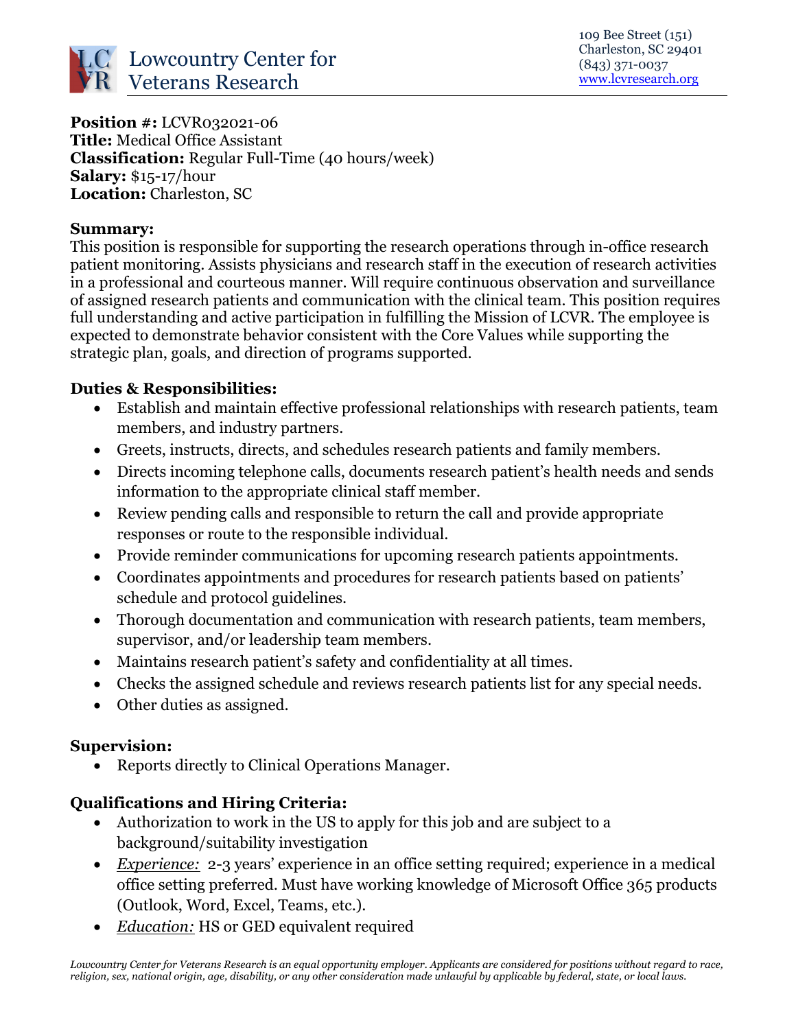# Lowcountry Center for Veterans Research

109 Bee Street (151)
Charleston, SC 29401
(843) 371-0037
www.lcvresearch.org

**Position #:** LCVR032021-06
**Title:** Medical Office Assistant
**Classification:** Regular Full-Time (40 hours/week)
**Salary:** $15-17/hour
**Location:** Charleston, SC

**Summary:**
This position is responsible for supporting the research operations through in-office research patient monitoring. Assists physicians and research staff in the execution of research activities in a professional and courteous manner. Will require continuous observation and surveillance of assigned research patients and communication with the clinical team. This position requires full understanding and active participation in fulfilling the Mission of LCVR. The employee is expected to demonstrate behavior consistent with the Core Values while supporting the strategic plan, goals, and direction of programs supported.

**Duties & Responsibilities:**

- Establish and maintain effective professional relationships with research patients, team members, and industry partners.
- Greets, instructs, directs, and schedules research patients and family members.
- Directs incoming telephone calls, documents research patient's health needs and sends information to the appropriate clinical staff member.
- Review pending calls and responsible to return the call and provide appropriate responses or route to the responsible individual.
- Provide reminder communications for upcoming research patients appointments.
- Coordinates appointments and procedures for research patients based on patients' schedule and protocol guidelines.
- Thorough documentation and communication with research patients, team members, supervisor, and/or leadership team members.
- Maintains research patient's safety and confidentiality at all times.
- Checks the assigned schedule and reviews research patients list for any special needs.
- Other duties as assigned.

**Supervision:**

- Reports directly to Clinical Operations Manager.

**Qualifications and Hiring Criteria:**

- Authorization to work in the US to apply for this job and are subject to a background/suitability investigation
- *Experience:* 2-3 years' experience in an office setting required; experience in a medical office setting preferred. Must have working knowledge of Microsoft Office 365 products (Outlook, Word, Excel, Teams, etc.).
- *Education:* HS or GED equivalent required

*Lowcountry Center for Veterans Research is an equal opportunity employer. Applicants are considered for positions without regard to race, religion, sex, national origin, age, disability, or any other consideration made unlawful by applicable by federal, state, or local laws.*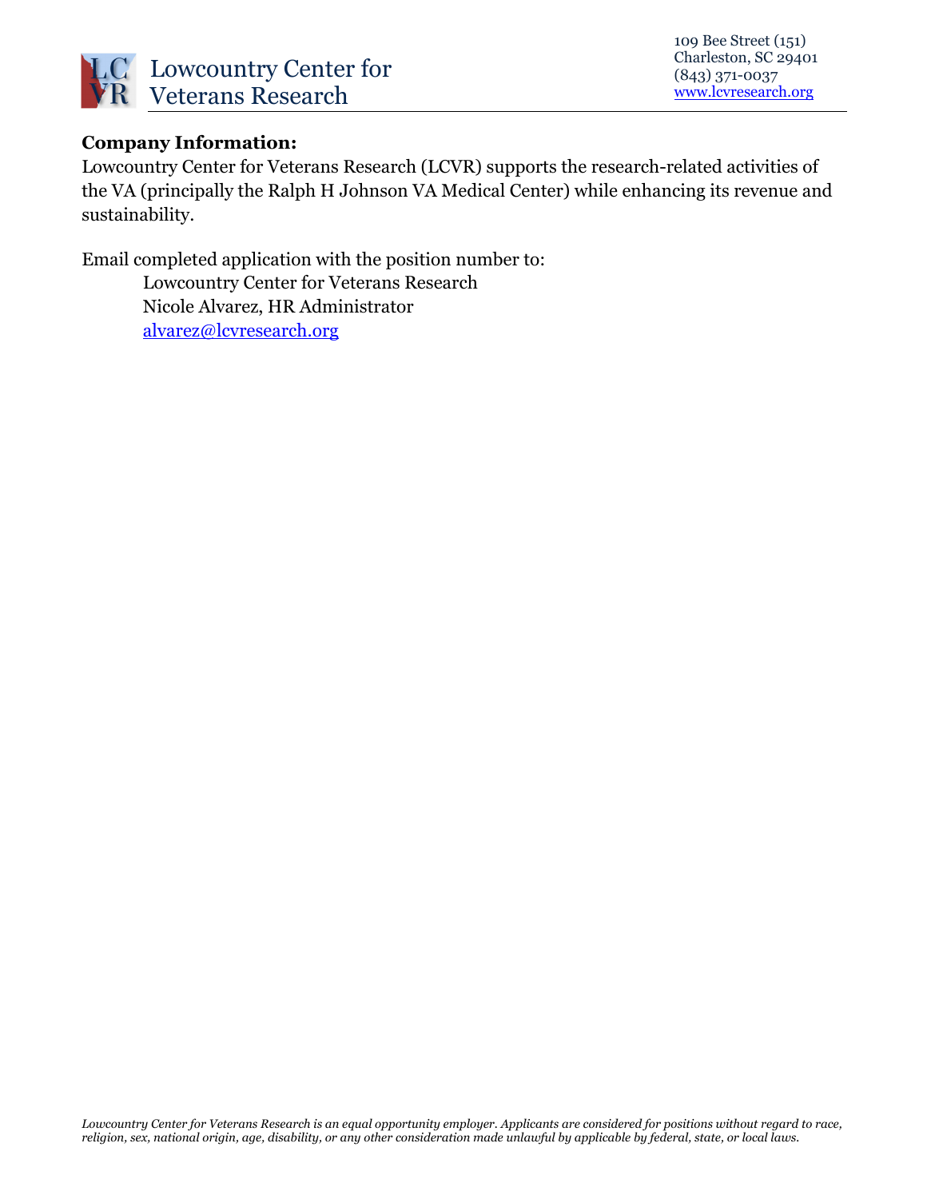Lowcountry Center for Veterans Research

109 Bee Street (151)
Charleston, SC 29401
(843) 371-0037
www.lcvresearch.org

**Company Information:**

Lowcountry Center for Veterans Research (LCVR) supports the research-related activities of the VA (principally the Ralph H Johnson VA Medical Center) while enhancing its revenue and sustainability.

Email completed application with the position number to:

Lowcountry Center for Veterans Research
Nicole Alvarez, HR Administrator
alvarez@lcvresearch.org

*Lowcountry Center for Veterans Research is an equal opportunity employer. Applicants are considered for positions without regard to race, religion, sex, national origin, age, disability, or any other consideration made unlawful by applicable by federal, state, or local laws.*